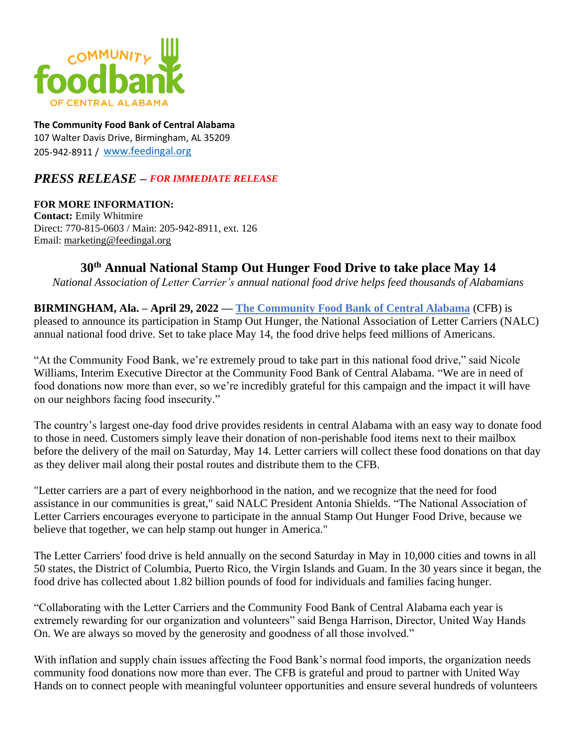COMMUNITY foodbank OF CENTRAL ALABAMA

**The Community Food Bank of Central Alabama**
107 Walter Davis Drive, Birmingham, AL 35209
205-942-8911 / www.feedingal.org

## *PRESS RELEASE – FOR IMMEDIATE RELEASE*

**FOR MORE INFORMATION:**
**Contact:** Emily Whitmire
Direct: 770-815-0603 / Main: 205-942-8911, ext. 126
Email: marketing@feedingal.org

# 30th Annual National Stamp Out Hunger Food Drive to take place May 14

*National Association of Letter Carrier's annual national food drive helps feed thousands of Alabamians*

**BIRMINGHAM, Ala. – April 29, 2022 — The Community Food Bank of Central Alabama** (CFB) is pleased to announce its participation in Stamp Out Hunger, the National Association of Letter Carriers (NALC) annual national food drive. Set to take place May 14, the food drive helps feed millions of Americans.

"At the Community Food Bank, we're extremely proud to take part in this national food drive," said Nicole Williams, Interim Executive Director at the Community Food Bank of Central Alabama. "We are in need of food donations now more than ever, so we're incredibly grateful for this campaign and the impact it will have on our neighbors facing food insecurity."

The country's largest one-day food drive provides residents in central Alabama with an easy way to donate food to those in need. Customers simply leave their donation of non-perishable food items next to their mailbox before the delivery of the mail on Saturday, May 14. Letter carriers will collect these food donations on that day as they deliver mail along their postal routes and distribute them to the CFB.

"Letter carriers are a part of every neighborhood in the nation, and we recognize that the need for food assistance in our communities is great," said NALC President Antonia Shields. "The National Association of Letter Carriers encourages everyone to participate in the annual Stamp Out Hunger Food Drive, because we believe that together, we can help stamp out hunger in America."

The Letter Carriers' food drive is held annually on the second Saturday in May in 10,000 cities and towns in all 50 states, the District of Columbia, Puerto Rico, the Virgin Islands and Guam. In the 30 years since it began, the food drive has collected about 1.82 billion pounds of food for individuals and families facing hunger.

"Collaborating with the Letter Carriers and the Community Food Bank of Central Alabama each year is extremely rewarding for our organization and volunteers" said Benga Harrison, Director, United Way Hands On. We are always so moved by the generosity and goodness of all those involved."

With inflation and supply chain issues affecting the Food Bank's normal food imports, the organization needs community food donations now more than ever. The CFB is grateful and proud to partner with United Way Hands on to connect people with meaningful volunteer opportunities and ensure several hundreds of volunteers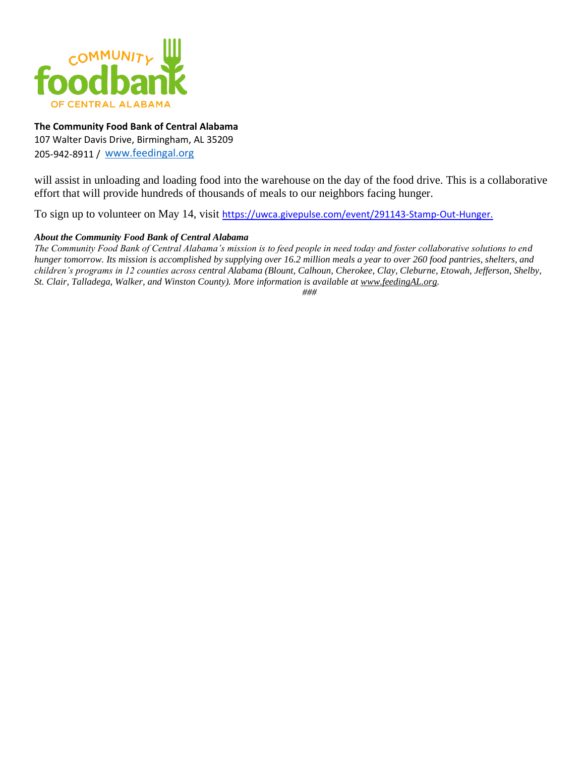**The Community Food Bank of Central Alabama**
107 Walter Davis Drive, Birmingham, AL 35209
205-942-8911 / www.feedingal.org

will assist in unloading and loading food into the warehouse on the day of the food drive. This is a collaborative effort that will provide hundreds of thousands of meals to our neighbors facing hunger.

To sign up to volunteer on May 14, visit https://uwca.givepulse.com/event/291143-Stamp-Out-Hunger.

***About the Community Food Bank of Central Alabama***
*The Community Food Bank of Central Alabama's mission is to feed people in need today and foster collaborative solutions to end hunger tomorrow. Its mission is accomplished by supplying over 16.2 million meals a year to over 260 food pantries, shelters, and children's programs in 12 counties across central Alabama (Blount, Calhoun, Cherokee, Clay, Cleburne, Etowah, Jefferson, Shelby, St. Clair, Talladega, Walker, and Winston County). More information is available at www.feedingAL.org.*

###